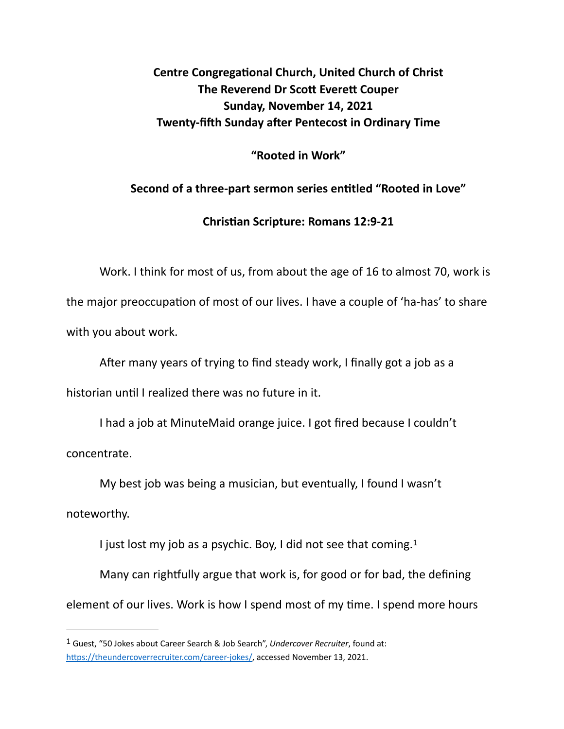**Centre Congregational Church, United Church of Christ**
**The Reverend Dr Scott Everett Couper**
**Sunday, November 14, 2021**
**Twenty-fifth Sunday after Pentecost in Ordinary Time**

**"Rooted in Work"**

**Second of a three-part sermon series entitled "Rooted in Love"**

**Christian Scripture: Romans 12:9-21**

Work. I think for most of us, from about the age of 16 to almost 70, work is the major preoccupation of most of our lives. I have a couple of 'ha-has' to share with you about work.

After many years of trying to find steady work, I finally got a job as a historian until I realized there was no future in it.

I had a job at MinuteMaid orange juice. I got fired because I couldn't concentrate.

My best job was being a musician, but eventually, I found I wasn't noteworthy.

I just lost my job as a psychic. Boy, I did not see that coming.[1]

Many can rightfully argue that work is, for good or for bad, the defining element of our lives. Work is how I spend most of my time. I spend more hours

---

[1] Guest, "50 Jokes about Career Search & Job Search", *Undercover Recruiter*, found at: https://theundercoverrecruiter.com/career-jokes/, accessed November 13, 2021.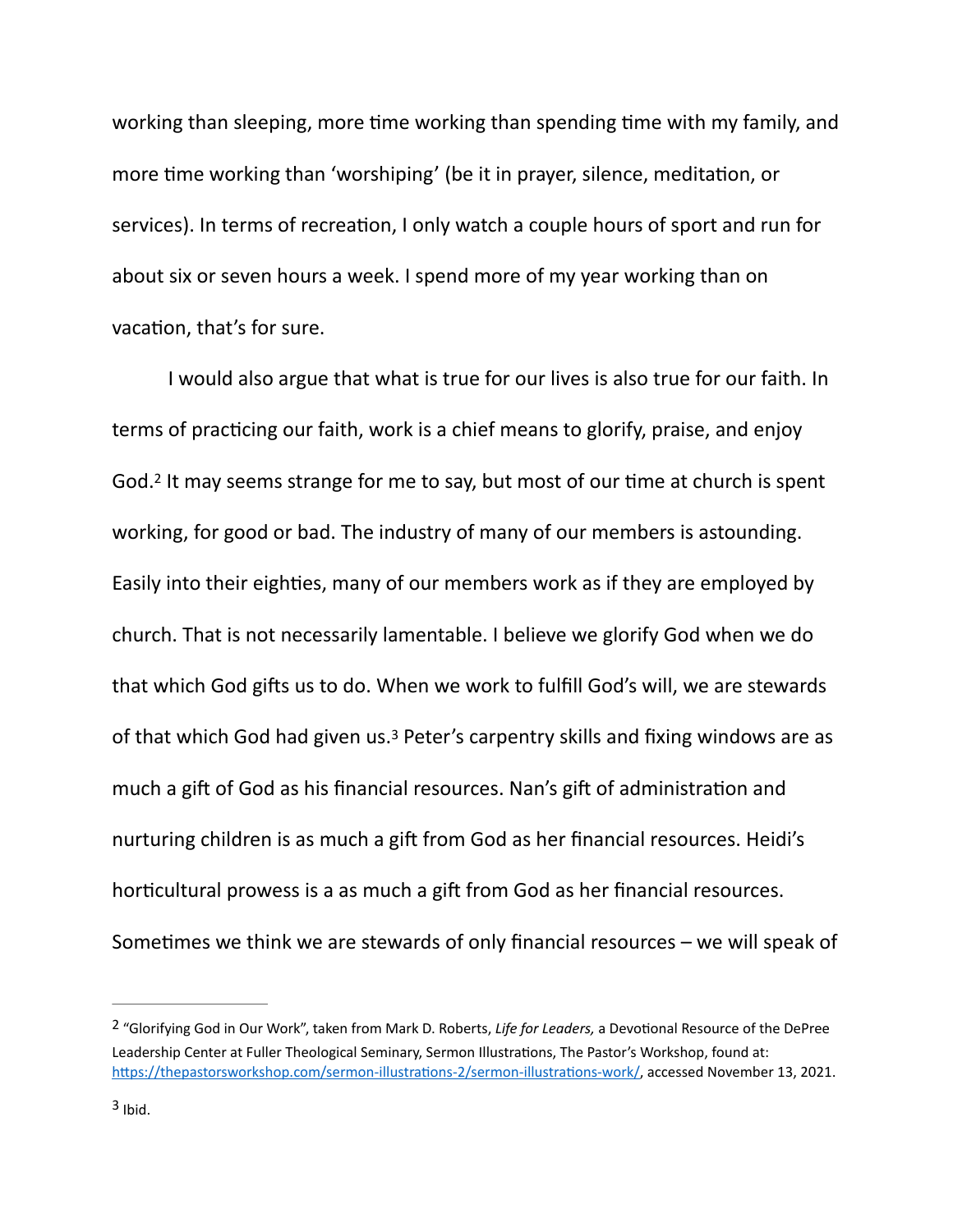working than sleeping, more time working than spending time with my family, and more time working than 'worshiping' (be it in prayer, silence, meditation, or services). In terms of recreation, I only watch a couple hours of sport and run for about six or seven hours a week. I spend more of my year working than on vacation, that's for sure.

I would also argue that what is true for our lives is also true for our faith. In terms of practicing our faith, work is a chief means to glorify, praise, and enjoy God.[2] It may seems strange for me to say, but most of our time at church is spent working, for good or bad. The industry of many of our members is astounding. Easily into their eighties, many of our members work as if they are employed by church. That is not necessarily lamentable. I believe we glorify God when we do that which God gifts us to do. When we work to fulfill God's will, we are stewards of that which God had given us.[3] Peter's carpentry skills and fixing windows are as much a gift of God as his financial resources. Nan's gift of administration and nurturing children is as much a gift from God as her financial resources. Heidi's horticultural prowess is a as much a gift from God as her financial resources. Sometimes we think we are stewards of only financial resources – we will speak of

---

[2] "Glorifying God in Our Work", taken from Mark D. Roberts, *Life for Leaders,* a Devotional Resource of the DePree Leadership Center at Fuller Theological Seminary, Sermon Illustrations, The Pastor's Workshop, found at: https://thepastorsworkshop.com/sermon-illustrations-2/sermon-illustrations-work/, accessed November 13, 2021.

[3] Ibid.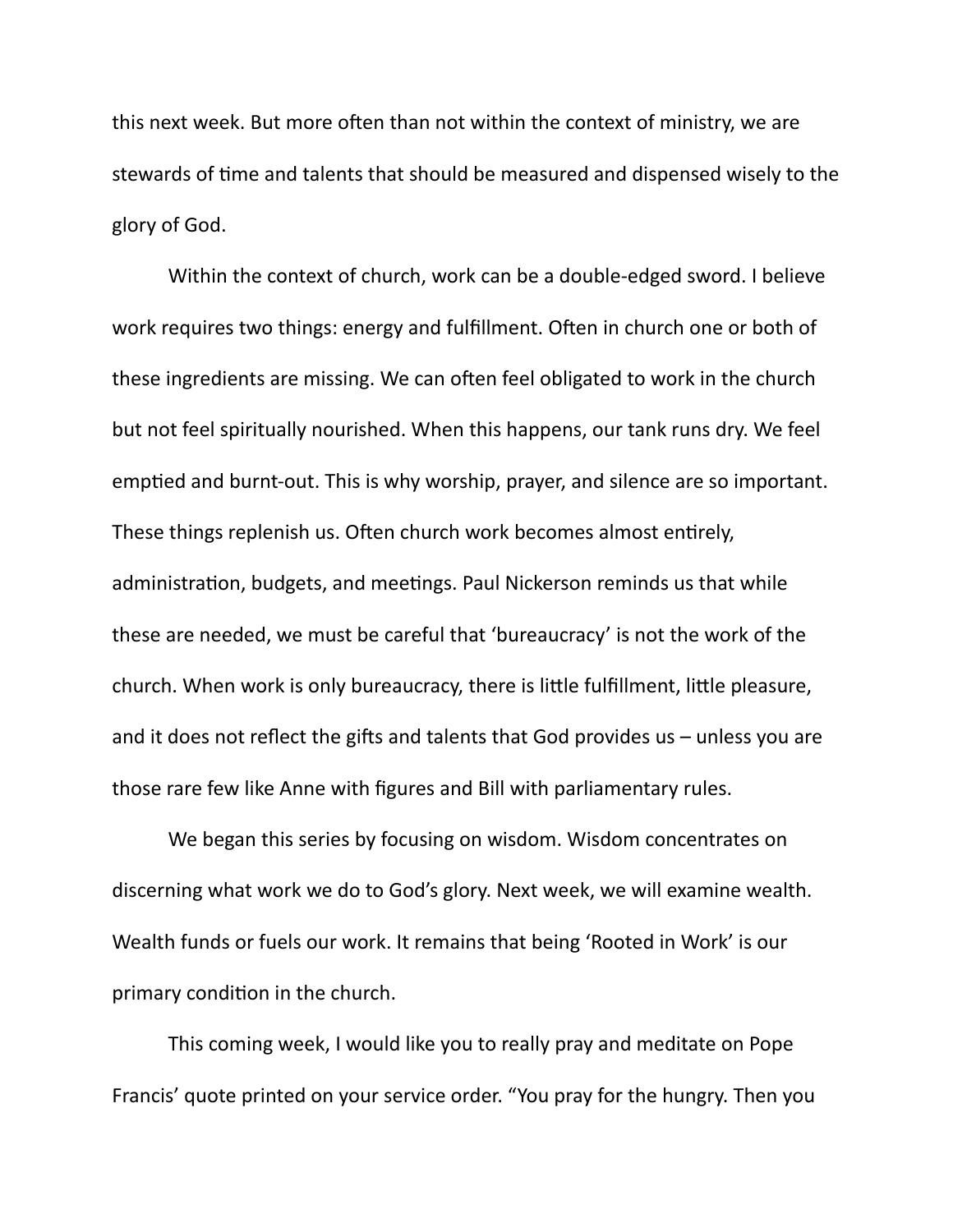this next week. But more often than not within the context of ministry, we are stewards of time and talents that should be measured and dispensed wisely to the glory of God.

Within the context of church, work can be a double-edged sword. I believe work requires two things: energy and fulfillment. Often in church one or both of these ingredients are missing. We can often feel obligated to work in the church but not feel spiritually nourished. When this happens, our tank runs dry. We feel emptied and burnt-out. This is why worship, prayer, and silence are so important. These things replenish us. Often church work becomes almost entirely, administration, budgets, and meetings. Paul Nickerson reminds us that while these are needed, we must be careful that 'bureaucracy' is not the work of the church. When work is only bureaucracy, there is little fulfillment, little pleasure, and it does not reflect the gifts and talents that God provides us – unless you are those rare few like Anne with figures and Bill with parliamentary rules.

We began this series by focusing on wisdom. Wisdom concentrates on discerning what work we do to God's glory. Next week, we will examine wealth. Wealth funds or fuels our work. It remains that being 'Rooted in Work' is our primary condition in the church.

This coming week, I would like you to really pray and meditate on Pope Francis' quote printed on your service order. "You pray for the hungry. Then you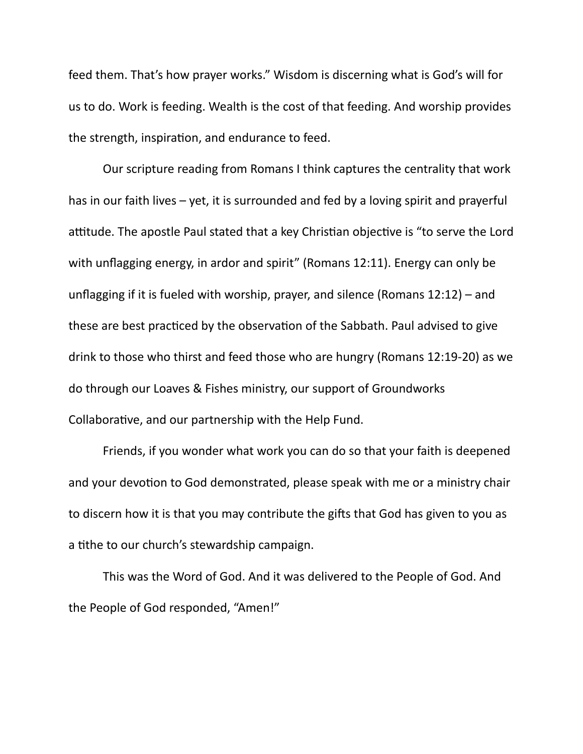feed them. That's how prayer works." Wisdom is discerning what is God's will for us to do. Work is feeding. Wealth is the cost of that feeding. And worship provides the strength, inspiration, and endurance to feed.

Our scripture reading from Romans I think captures the centrality that work has in our faith lives – yet, it is surrounded and fed by a loving spirit and prayerful attitude. The apostle Paul stated that a key Christian objective is "to serve the Lord with unflagging energy, in ardor and spirit" (Romans 12:11). Energy can only be unflagging if it is fueled with worship, prayer, and silence (Romans 12:12) – and these are best practiced by the observation of the Sabbath. Paul advised to give drink to those who thirst and feed those who are hungry (Romans 12:19-20) as we do through our Loaves & Fishes ministry, our support of Groundworks Collaborative, and our partnership with the Help Fund.

Friends, if you wonder what work you can do so that your faith is deepened and your devotion to God demonstrated, please speak with me or a ministry chair to discern how it is that you may contribute the gifts that God has given to you as a tithe to our church's stewardship campaign.

This was the Word of God. And it was delivered to the People of God. And the People of God responded, "Amen!"